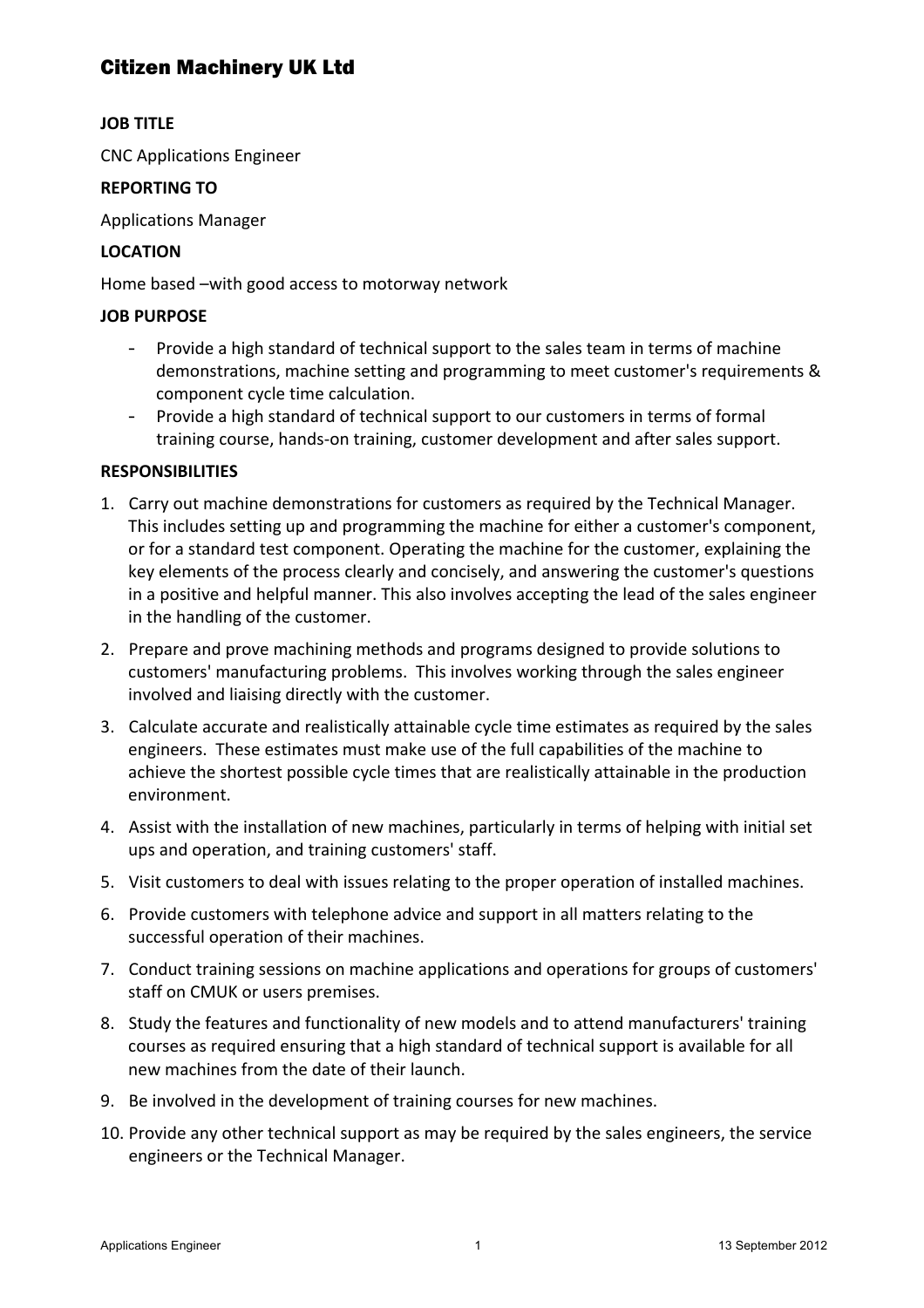# Citizen Machinery UK Ltd

**JOB TITLE**

CNC Applications Engineer

**REPORTING TO**

Applications Manager

**LOCATION**

Home based –with good access to motorway network

**JOB PURPOSE**

- Provide a high standard of technical support to the sales team in terms of machine demonstrations, machine setting and programming to meet customer's requirements & component cycle time calculation.
- Provide a high standard of technical support to our customers in terms of formal training course, hands-on training, customer development and after sales support.

**RESPONSIBILITIES**

1. Carry out machine demonstrations for customers as required by the Technical Manager. This includes setting up and programming the machine for either a customer's component, or for a standard test component. Operating the machine for the customer, explaining the key elements of the process clearly and concisely, and answering the customer's questions in a positive and helpful manner. This also involves accepting the lead of the sales engineer in the handling of the customer.
2. Prepare and prove machining methods and programs designed to provide solutions to customers' manufacturing problems. This involves working through the sales engineer involved and liaising directly with the customer.
3. Calculate accurate and realistically attainable cycle time estimates as required by the sales engineers. These estimates must make use of the full capabilities of the machine to achieve the shortest possible cycle times that are realistically attainable in the production environment.
4. Assist with the installation of new machines, particularly in terms of helping with initial set ups and operation, and training customers' staff.
5. Visit customers to deal with issues relating to the proper operation of installed machines.
6. Provide customers with telephone advice and support in all matters relating to the successful operation of their machines.
7. Conduct training sessions on machine applications and operations for groups of customers' staff on CMUK or users premises.
8. Study the features and functionality of new models and to attend manufacturers' training courses as required ensuring that a high standard of technical support is available for all new machines from the date of their launch.
9. Be involved in the development of training courses for new machines.
10. Provide any other technical support as may be required by the sales engineers, the service engineers or the Technical Manager.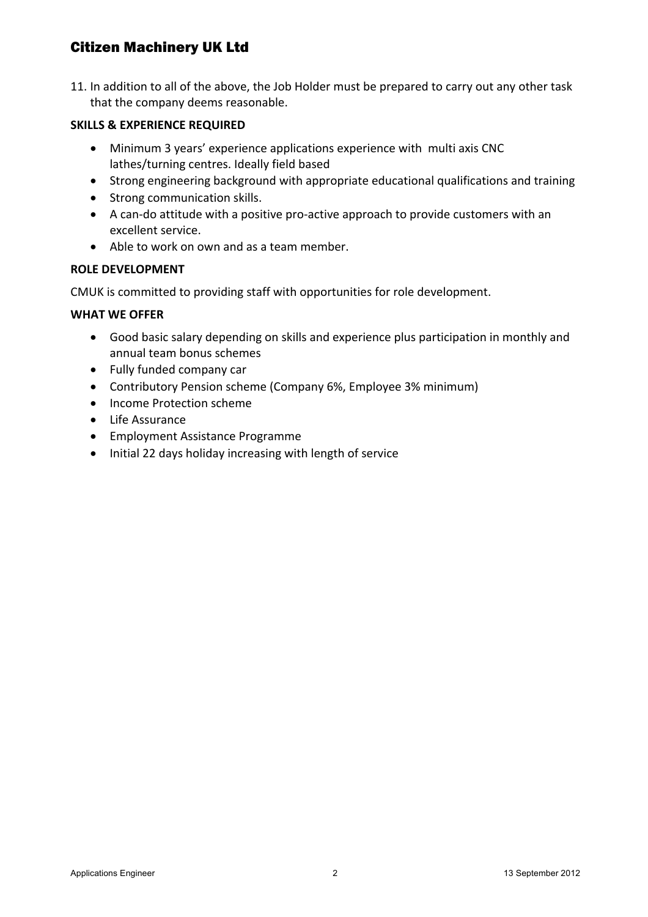11. In addition to all of the above, the Job Holder must be prepared to carry out any other task that the company deems reasonable.

**SKILLS & EXPERIENCE REQUIRED**

- Minimum 3 years' experience applications experience with multi axis CNC lathes/turning centres. Ideally field based
- Strong engineering background with appropriate educational qualifications and training
- Strong communication skills.
- A can-do attitude with a positive pro-active approach to provide customers with an excellent service.
- Able to work on own and as a team member.

**ROLE DEVELOPMENT**

CMUK is committed to providing staff with opportunities for role development.

**WHAT WE OFFER**

- Good basic salary depending on skills and experience plus participation in monthly and annual team bonus schemes
- Fully funded company car
- Contributory Pension scheme (Company 6%, Employee 3% minimum)
- Income Protection scheme
- Life Assurance
- Employment Assistance Programme
- Initial 22 days holiday increasing with length of service